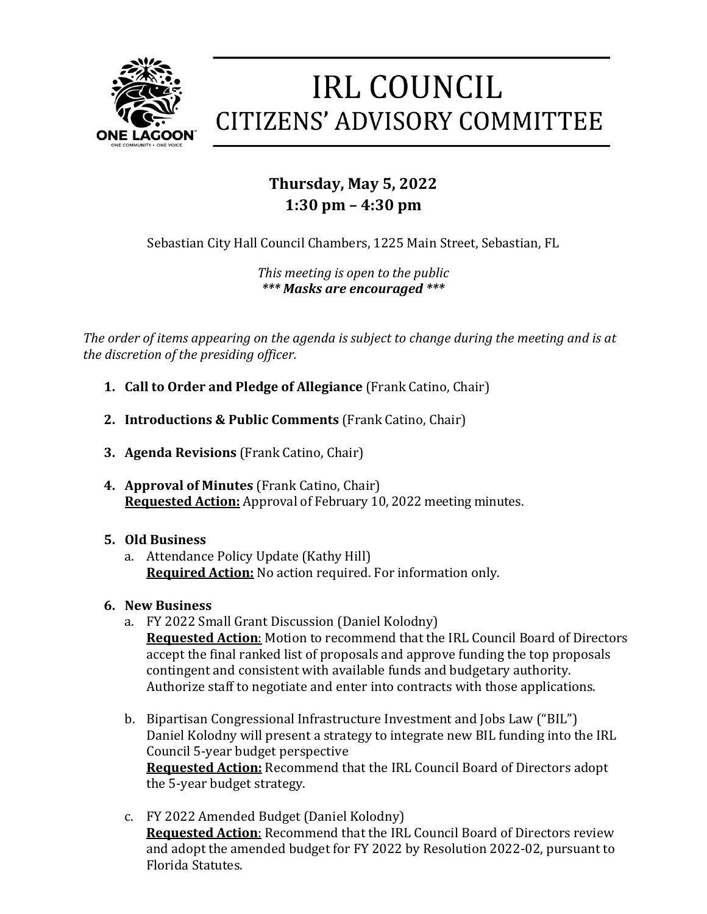# IRL COUNCIL
## CITIZENS' ADVISORY COMMITTEE

**Thursday, May 5, 2022**
**1:30 pm – 4:30 pm**

Sebastian City Hall Council Chambers, 1225 Main Street, Sebastian, FL

*This meeting is open to the public*
***\*\*\* Masks are encouraged \*\*\****

*The order of items appearing on the agenda is subject to change during the meeting and is at the discretion of the presiding officer.*

1. **Call to Order and Pledge of Allegiance** (Frank Catino, Chair)

2. **Introductions & Public Comments** (Frank Catino, Chair)

3. **Agenda Revisions** (Frank Catino, Chair)

4. **Approval of Minutes** (Frank Catino, Chair)
   **Requested Action:** Approval of February 10, 2022 meeting minutes.

5. **Old Business**
   a. Attendance Policy Update (Kathy Hill)
      **Required Action:** No action required. For information only.

6. **New Business**
   a. FY 2022 Small Grant Discussion (Daniel Kolodny)
      **Requested Action**: Motion to recommend that the IRL Council Board of Directors accept the final ranked list of proposals and approve funding the top proposals contingent and consistent with available funds and budgetary authority. Authorize staff to negotiate and enter into contracts with those applications.

   b. Bipartisan Congressional Infrastructure Investment and Jobs Law ("BIL") Daniel Kolodny will present a strategy to integrate new BIL funding into the IRL Council 5-year budget perspective
      **Requested Action:** Recommend that the IRL Council Board of Directors adopt the 5-year budget strategy.

   c. FY 2022 Amended Budget (Daniel Kolodny)
      **Requested Action**: Recommend that the IRL Council Board of Directors review and adopt the amended budget for FY 2022 by Resolution 2022-02, pursuant to Florida Statutes.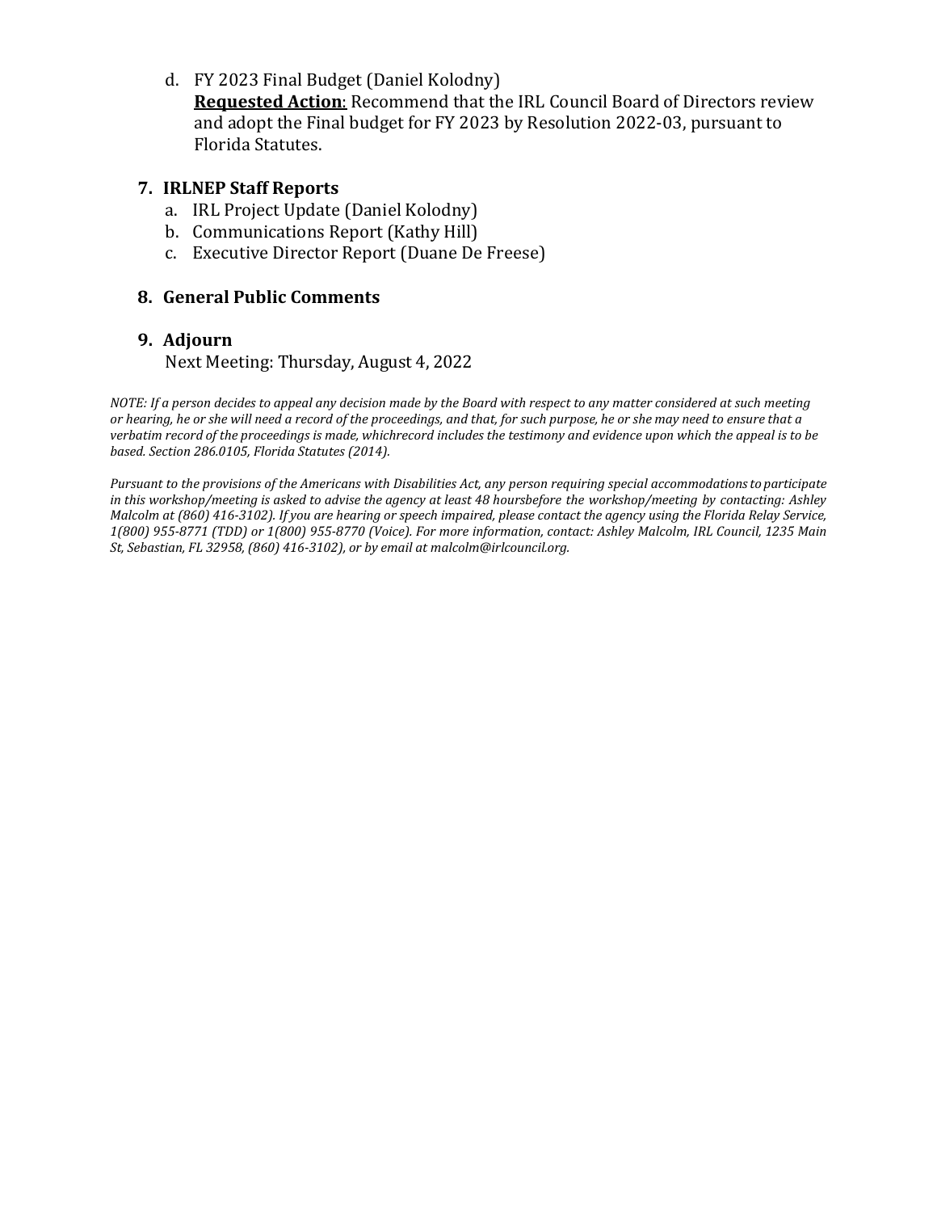d. FY 2023 Final Budget (Daniel Kolodny)
   **Requested Action**: Recommend that the IRL Council Board of Directors review and adopt the Final budget for FY 2023 by Resolution 2022-03, pursuant to Florida Statutes.

**7. IRLNEP Staff Reports**

a. IRL Project Update (Daniel Kolodny)
b. Communications Report (Kathy Hill)
c. Executive Director Report (Duane De Freese)

**8. General Public Comments**

**9. Adjourn**

Next Meeting: Thursday, August 4, 2022

*NOTE: If a person decides to appeal any decision made by the Board with respect to any matter considered at such meeting or hearing, he or she will need a record of the proceedings, and that, for such purpose, he or she may need to ensure that a verbatim record of the proceedings is made, whichrecord includes the testimony and evidence upon which the appeal is to be based. Section 286.0105, Florida Statutes (2014).*

*Pursuant to the provisions of the Americans with Disabilities Act, any person requiring special accommodations to participate in this workshop/meeting is asked to advise the agency at least 48 hoursbefore the workshop/meeting by contacting: Ashley Malcolm at (860) 416-3102). If you are hearing or speech impaired, please contact the agency using the Florida Relay Service, 1(800) 955-8771 (TDD) or 1(800) 955-8770 (Voice). For more information, contact: Ashley Malcolm, IRL Council, 1235 Main St, Sebastian, FL 32958, (860) 416-3102), or by email at malcolm@irlcouncil.org.*